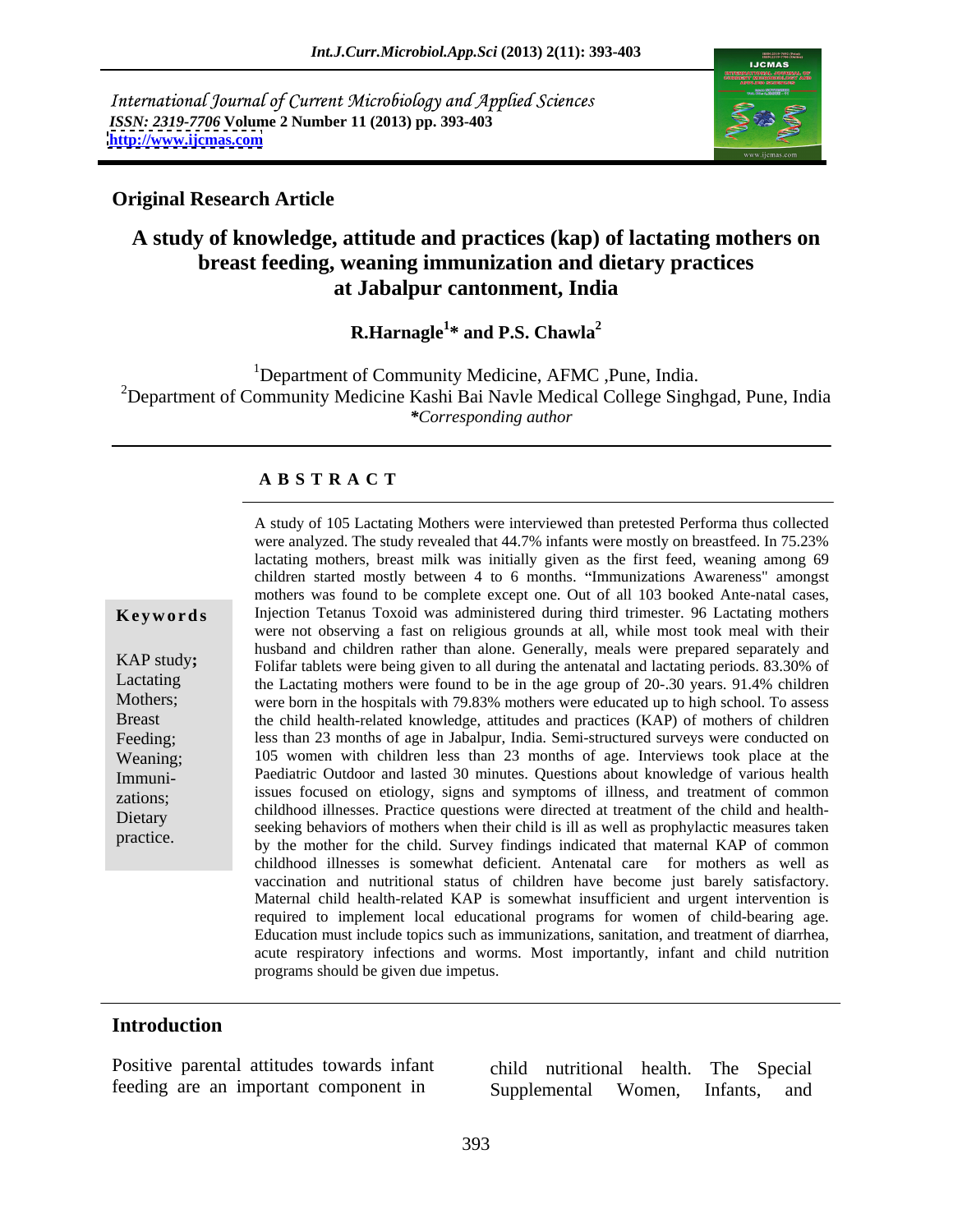International Journal of Current Microbiology and Applied Sciences
*ISSN: 2319-7706* **Volume 2 Number 11 (2013) pp. 393-403**
**http://www.ijcmas.com**

**Original Research Article**

# A study of knowledge, attitude and practices (kap) of lactating mothers on breast feeding, weaning immunization and dietary practices at Jabalpur cantonment, India

**R.Harnagle[1]* and P.S. Chawla[2]**

[1]Department of Community Medicine, AFMC ,Pune, India.
[2]Department of Community Medicine Kashi Bai Navle Medical College Singhgad, Pune, India
*\*Corresponding author*

## ABSTRACT

**Keywords**

KAP study; Lactating Mothers; Breast Feeding; Weaning; Immunizations; Dietary practice.

A study of 105 Lactating Mothers were interviewed than pretested Performa thus collected were analyzed. The study revealed that 44.7% infants were mostly on breastfeed. In 75.23% lactating mothers, breast milk was initially given as the first feed, weaning among 69 children started mostly between 4 to 6 months. "Immunizations Awareness" amongst mothers was found to be complete except one. Out of all 103 booked Ante-natal cases, Injection Tetanus Toxoid was administered during third trimester. 96 Lactating mothers were not observing a fast on religious grounds at all, while most took meal with their husband and children rather than alone. Generally, meals were prepared separately and Folifar tablets were being given to all during the antenatal and lactating periods. 83.30% of the Lactating mothers were found to be in the age group of 20-.30 years. 91.4% children were born in the hospitals with 79.83% mothers were educated up to high school. To assess the child health-related knowledge, attitudes and practices (KAP) of mothers of children less than 23 months of age in Jabalpur, India. Semi-structured surveys were conducted on 105 women with children less than 23 months of age. Interviews took place at the Paediatric Outdoor and lasted 30 minutes. Questions about knowledge of various health issues focused on etiology, signs and symptoms of illness, and treatment of common childhood illnesses. Practice questions were directed at treatment of the child and health-seeking behaviors of mothers when their child is ill as well as prophylactic measures taken by the mother for the child. Survey findings indicated that maternal KAP of common childhood illnesses is somewhat deficient. Antenatal care for mothers as well as vaccination and nutritional status of children have become just barely satisfactory. Maternal child health-related KAP is somewhat insufficient and urgent intervention is required to implement local educational programs for women of child-bearing age. Education must include topics such as immunizations, sanitation, and treatment of diarrhea, acute respiratory infections and worms. Most importantly, infant and child nutrition programs should be given due impetus.

## Introduction

Positive parental attitudes towards infant feeding are an important component in child nutritional health. The Special Supplemental Women, Infants, and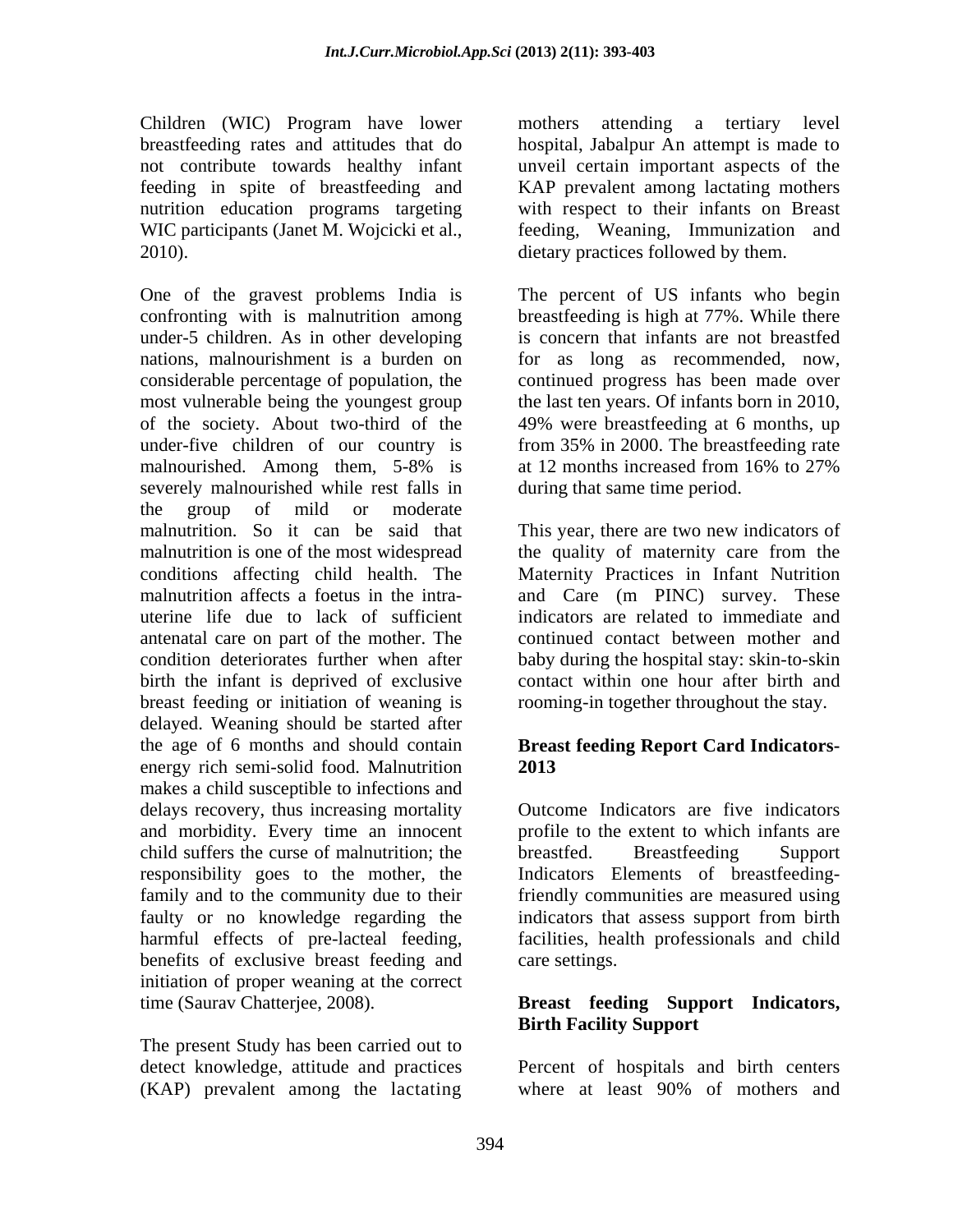Children (WIC) Program have lower breastfeeding rates and attitudes that do not contribute towards healthy infant feeding in spite of breastfeeding and nutrition education programs targeting WIC participants (Janet M. Wojcicki et al., 2010).

One of the gravest problems India is confronting with is malnutrition among under-5 children. As in other developing nations, malnourishment is a burden on considerable percentage of population, the most vulnerable being the youngest group of the society. About two-third of the under-five children of our country is malnourished. Among them, 5-8% is severely malnourished while rest falls in the group of mild or moderate malnutrition. So it can be said that malnutrition is one of the most widespread conditions affecting child health. The malnutrition affects a foetus in the intra-uterine life due to lack of sufficient antenatal care on part of the mother. The condition deteriorates further when after birth the infant is deprived of exclusive breast feeding or initiation of weaning is delayed. Weaning should be started after the age of 6 months and should contain energy rich semi-solid food. Malnutrition makes a child susceptible to infections and delays recovery, thus increasing mortality and morbidity. Every time an innocent child suffers the curse of malnutrition; the responsibility goes to the mother, the family and to the community due to their faulty or no knowledge regarding the harmful effects of pre-lacteal feeding, benefits of exclusive breast feeding and initiation of proper weaning at the correct time (Saurav Chatterjee, 2008).

The present Study has been carried out to detect knowledge, attitude and practices (KAP) prevalent among the lactating mothers attending a tertiary level hospital, Jabalpur An attempt is made to unveil certain important aspects of the KAP prevalent among lactating mothers with respect to their infants on Breast feeding, Weaning, Immunization and dietary practices followed by them.

The percent of US infants who begin breastfeeding is high at 77%. While there is concern that infants are not breastfed for as long as recommended, now, continued progress has been made over the last ten years. Of infants born in 2010, 49% were breastfeeding at 6 months, up from 35% in 2000. The breastfeeding rate at 12 months increased from 16% to 27% during that same time period.

This year, there are two new indicators of the quality of maternity care from the Maternity Practices in Infant Nutrition and Care (m PINC) survey. These indicators are related to immediate and continued contact between mother and baby during the hospital stay: skin-to-skin contact within one hour after birth and rooming-in together throughout the stay.

**Breast feeding Report Card Indicators-2013**

Outcome Indicators are five indicators profile to the extent to which infants are breastfed. Breastfeeding Support Indicators Elements of breastfeeding-friendly communities are measured using indicators that assess support from birth facilities, health professionals and child care settings.

**Breast feeding Support Indicators, Birth Facility Support**

Percent of hospitals and birth centers where at least 90% of mothers and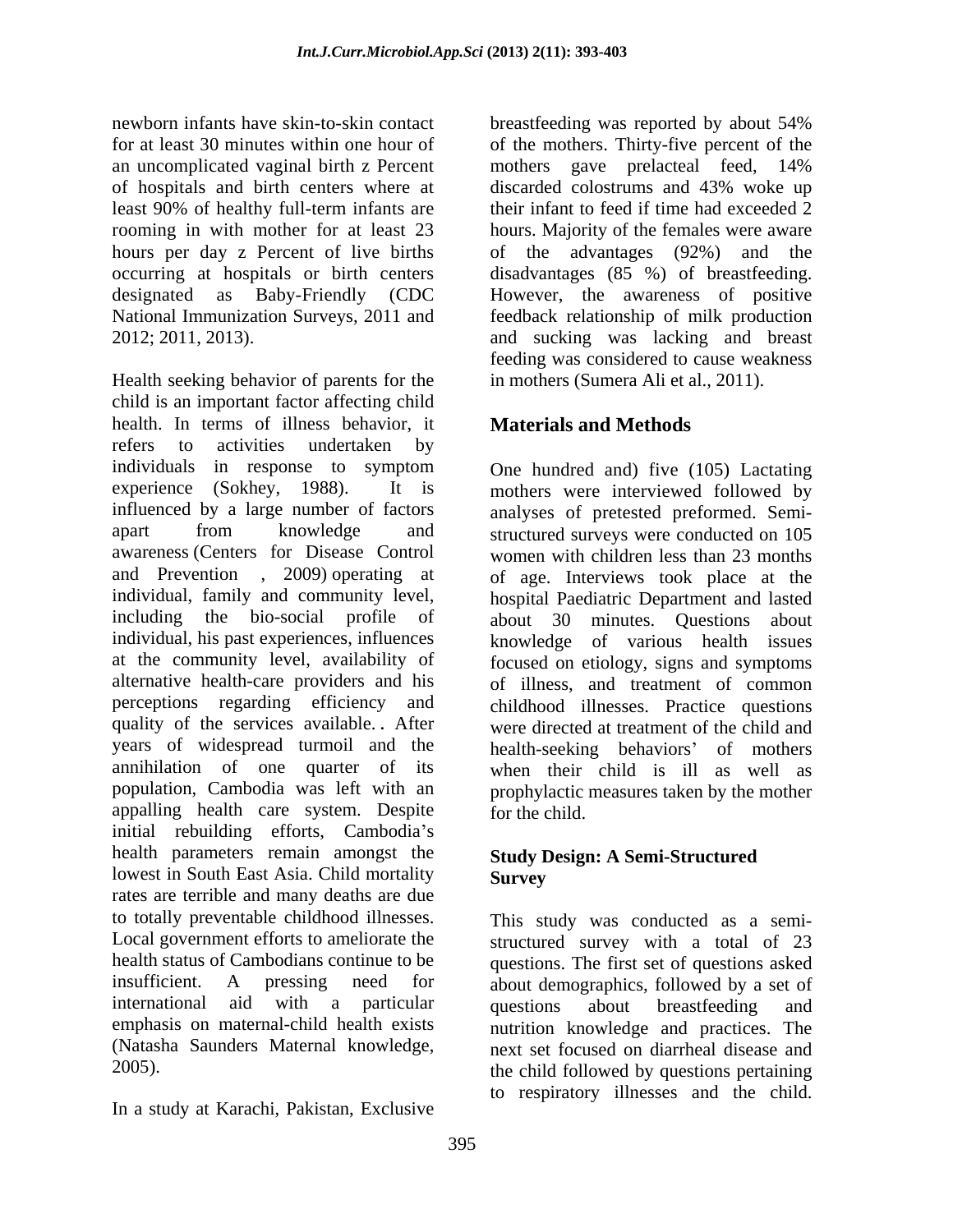newborn infants have skin-to-skin contact for at least 30 minutes within one hour of an uncomplicated vaginal birth z Percent of hospitals and birth centers where at least 90% of healthy full-term infants are rooming in with mother for at least 23 hours per day z Percent of live births occurring at hospitals or birth centers designated as Baby-Friendly (CDC National Immunization Surveys, 2011 and 2012; 2011, 2013).

Health seeking behavior of parents for the child is an important factor affecting child health. In terms of illness behavior, it refers to activities undertaken by individuals in response to symptom experience (Sokhey, 1988). It is influenced by a large number of factors apart from knowledge and awareness (Centers for Disease Control and Prevention , 2009) operating at individual, family and community level, including the bio-social profile of individual, his past experiences, influences at the community level, availability of alternative health-care providers and his perceptions regarding efficiency and quality of the services available. . After years of widespread turmoil and the annihilation of one quarter of its population, Cambodia was left with an appalling health care system. Despite initial rebuilding efforts, Cambodia's health parameters remain amongst the lowest in South East Asia. Child mortality rates are terrible and many deaths are due to totally preventable childhood illnesses. Local government efforts to ameliorate the health status of Cambodians continue to be insufficient. A pressing need for international aid with a particular emphasis on maternal-child health exists (Natasha Saunders Maternal knowledge, 2005).

In a study at Karachi, Pakistan, Exclusive breastfeeding was reported by about 54% of the mothers. Thirty-five percent of the mothers gave prelacteal feed, 14% discarded colostrums and 43% woke up their infant to feed if time had exceeded 2 hours. Majority of the females were aware of the advantages (92%) and the disadvantages (85 %) of breastfeeding. However, the awareness of positive feedback relationship of milk production and sucking was lacking and breast feeding was considered to cause weakness in mothers (Sumera Ali et al., 2011).

## Materials and Methods

One hundred and) five (105) Lactating mothers were interviewed followed by analyses of pretested preformed. Semi-structured surveys were conducted on 105 women with children less than 23 months of age. Interviews took place at the hospital Paediatric Department and lasted about 30 minutes. Questions about knowledge of various health issues focused on etiology, signs and symptoms of illness, and treatment of common childhood illnesses. Practice questions were directed at treatment of the child and health-seeking behaviors' of mothers when their child is ill as well as prophylactic measures taken by the mother for the child.

### Study Design: A Semi-Structured Survey

This study was conducted as a semi-structured survey with a total of 23 questions. The first set of questions asked about demographics, followed by a set of questions about breastfeeding and nutrition knowledge and practices. The next set focused on diarrheal disease and the child followed by questions pertaining to respiratory illnesses and the child.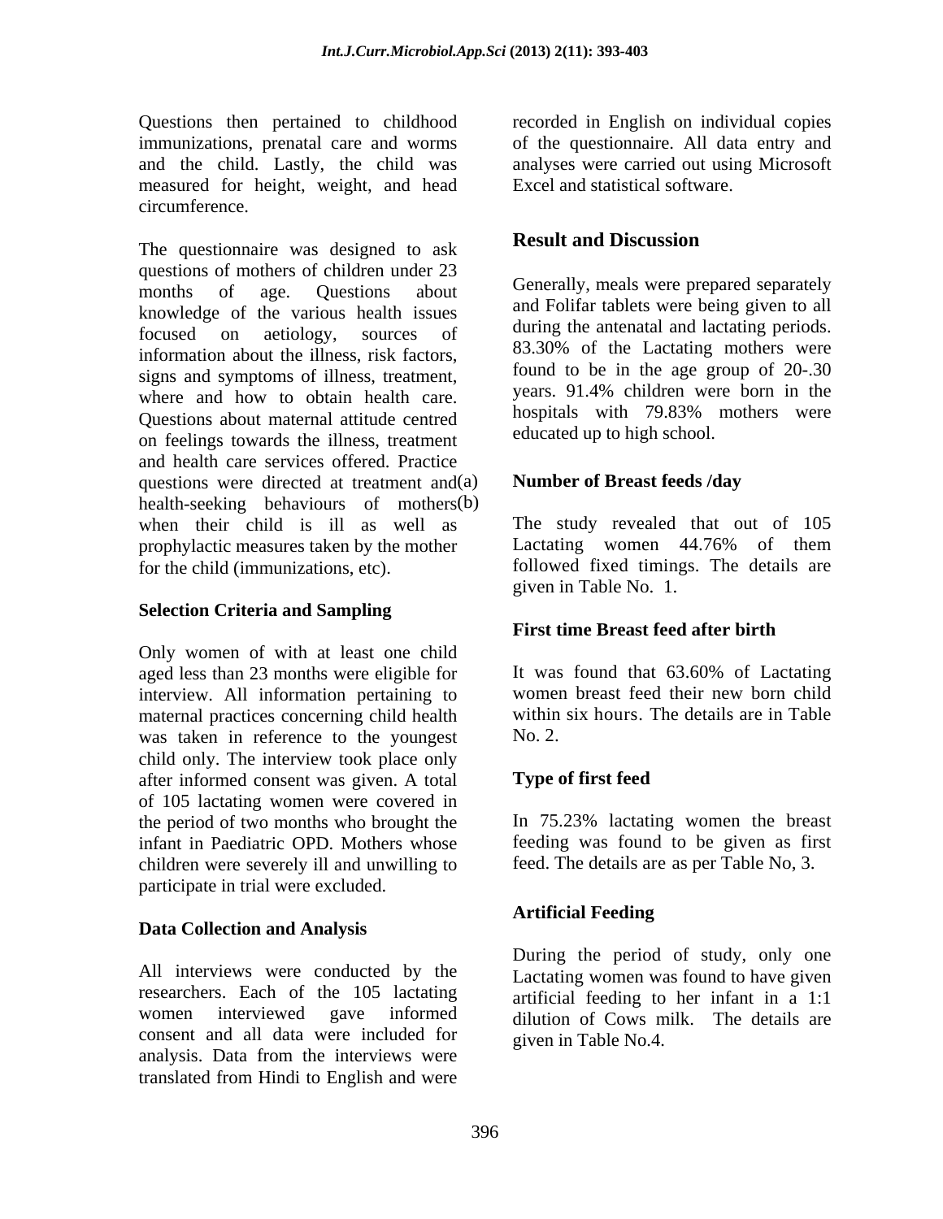Questions then pertained to childhood immunizations, prenatal care and worms and the child. Lastly, the child was measured for height, weight, and head circumference.

The questionnaire was designed to ask questions of mothers of children under 23 months of age. Questions about knowledge of the various health issues focused on aetiology, sources of information about the illness, risk factors, signs and symptoms of illness, treatment, where and how to obtain health care. Questions about maternal attitude centred on feelings towards the illness, treatment and health care services offered. Practice questions were directed at treatment and(a) health-seeking behaviours of mothers(b) when their child is ill as well as prophylactic measures taken by the mother for the child (immunizations, etc).

### Selection Criteria and Sampling

Only women of with at least one child aged less than 23 months were eligible for interview. All information pertaining to maternal practices concerning child health was taken in reference to the youngest child only. The interview took place only after informed consent was given. A total of 105 lactating women were covered in the period of two months who brought the infant in Paediatric OPD. Mothers whose children were severely ill and unwilling to participate in trial were excluded.

### Data Collection and Analysis

All interviews were conducted by the researchers. Each of the 105 lactating women interviewed gave informed consent and all data were included for analysis. Data from the interviews were translated from Hindi to English and were recorded in English on individual copies of the questionnaire. All data entry and analyses were carried out using Microsoft Excel and statistical software.

## Result and Discussion

Generally, meals were prepared separately and Folifar tablets were being given to all during the antenatal and lactating periods. 83.30% of the Lactating mothers were found to be in the age group of 20-.30 years. 91.4% children were born in the hospitals with 79.83% mothers were educated up to high school.

### Number of Breast feeds /day

The study revealed that out of 105 Lactating women 44.76% of them followed fixed timings. The details are given in Table No. 1.

### First time Breast feed after birth

It was found that 63.60% of Lactating women breast feed their new born child within six hours. The details are in Table No. 2.

### Type of first feed

In 75.23% lactating women the breast feeding was found to be given as first feed. The details are as per Table No, 3.

### Artificial Feeding

During the period of study, only one Lactating women was found to have given artificial feeding to her infant in a 1:1 dilution of Cows milk. The details are given in Table No.4.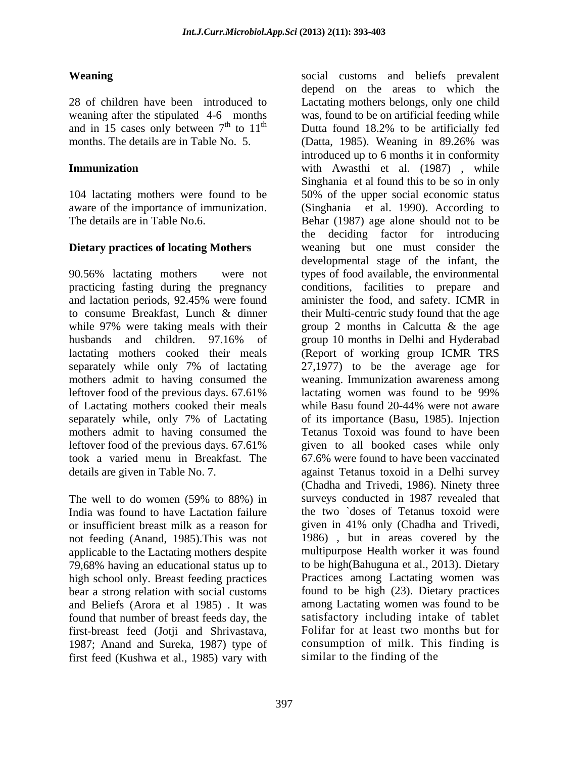### Weaning

28 of children have been introduced to weaning after the stipulated 4-6 months and in 15 cases only between $7^{th}$ to $11^{th}$ months. The details are in Table No. 5.

### Immunization

104 lactating mothers were found to be aware of the importance of immunization. The details are in Table No.6.

### Dietary practices of locating Mothers

90.56% lactating mothers were not practicing fasting during the pregnancy and lactation periods, 92.45% were found to consume Breakfast, Lunch & dinner while 97% were taking meals with their husbands and children. 97.16% of lactating mothers cooked their meals separately while only 7% of lactating mothers admit to having consumed the leftover food of the previous days. 67.61% of Lactating mothers cooked their meals separately while, only 7% of Lactating mothers admit to having consumed the leftover food of the previous days. 67.61% took a varied menu in Breakfast. The details are given in Table No. 7.

The well to do women (59% to 88%) in India was found to have Lactation failure or insufficient breast milk as a reason for not feeding (Anand, 1985).This was not applicable to the Lactating mothers despite 79,68% having an educational status up to high school only. Breast feeding practices bear a strong relation with social customs and Beliefs (Arora et al 1985) . It was found that number of breast feeds day, the first-breast feed (Jotji and Shrivastava, 1987; Anand and Sureka, 1987) type of first feed (Kushwa et al., 1985) vary with social customs and beliefs prevalent depend on the areas to which the Lactating mothers belongs, only one child was, found to be on artificial feeding while Dutta found 18.2% to be artificially fed (Datta, 1985). Weaning in 89.26% was introduced up to 6 months it in conformity with Awasthi et al. (1987) , while Singhania et al found this to be so in only 50% of the upper social economic status (Singhania et al. 1990). According to Behar (1987) age alone should not to be the deciding factor for introducing weaning but one must consider the developmental stage of the infant, the types of food available, the environmental conditions, facilities to prepare and aminister the food, and safety. ICMR in their Multi-centric study found that the age group 2 months in Calcutta & the age group 10 months in Delhi and Hyderabad (Report of working group ICMR TRS 27,1977) to be the average age for weaning. Immunization awareness among lactating women was found to be 99% while Basu found 20-44% were not aware of its importance (Basu, 1985). Injection Tetanus Toxoid was found to have been given to all booked cases while only 67.6% were found to have been vaccinated against Tetanus toxoid in a Delhi survey (Chadha and Trivedi, 1986). Ninety three surveys conducted in 1987 revealed that the two `doses of Tetanus toxoid were given in 41% only (Chadha and Trivedi, 1986) , but in areas covered by the multipurpose Health worker it was found to be high(Bahuguna et al., 2013). Dietary Practices among Lactating women was found to be high (23). Dietary practices among Lactating women was found to be satisfactory including intake of tablet Folifar for at least two months but for consumption of milk. This finding is similar to the finding of the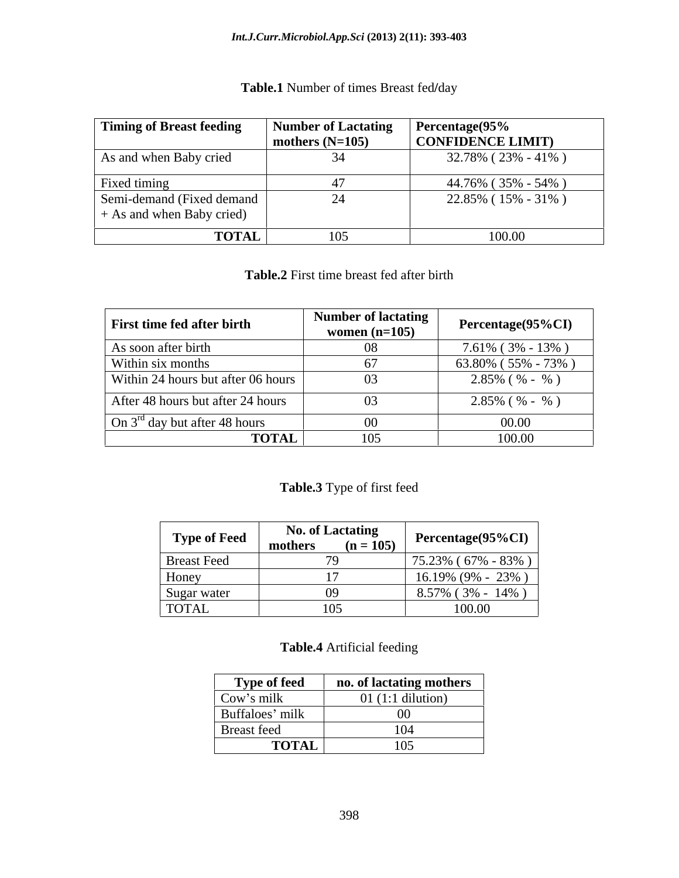**Table.1** Number of times Breast fed/day

| Timing of Breast feeding | Number of Lactating mothers (N=105) | Percentage(95% CONFIDENCE LIMIT) |
|---|---|---|
| As and when Baby cried | 34 | 32.78% ( 23% - 41% ) |
| Fixed timing | 47 | 44.76% ( 35% - 54% ) |
| Semi-demand (Fixed demand + As and when Baby cried) | 24 | 22.85% ( 15% - 31% ) |
| **TOTAL** | 105 | 100.00 |

**Table.2** First time breast fed after birth

| First time fed after birth | Number of lactating women (n=105) | Percentage(95%CI) |
|---|---|---|
| As soon after birth | 08 | 7.61% ( 3% - 13% ) |
| Within six months | 67 | 63.80% ( 55% - 73% ) |
| Within 24 hours but after 06 hours | 03 | 2.85% ( % - % ) |
| After 48 hours but after 24 hours | 03 | 2.85% ( % - % ) |
| On 3rd day but after 48 hours | 00 | 00.00 |
| **TOTAL** | 105 | 100.00 |

**Table.3** Type of first feed

| Type of Feed | No. of Lactating mothers (n = 105) | Percentage(95%CI) |
|---|---|---|
| Breast Feed | 79 | 75.23% ( 67% - 83% ) |
| Honey | 17 | 16.19% (9% - 23% ) |
| Sugar water | 09 | 8.57% ( 3% - 14% ) |
| TOTAL | 105 | 100.00 |

**Table.4** Artificial feeding

| Type of feed | no. of lactating mothers |
|---|---|
| Cow's milk | 01 (1:1 dilution) |
| Buffaloes' milk | 00 |
| Breast feed | 104 |
| **TOTAL** | 105 |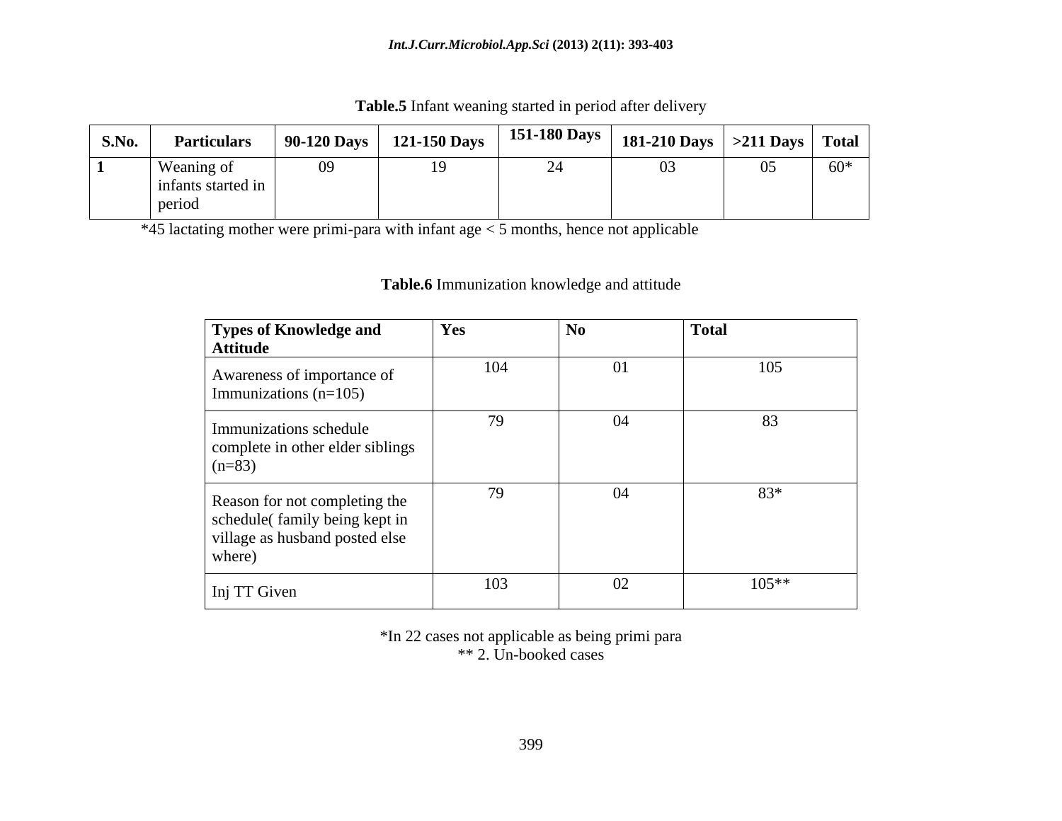**Table.5** Infant weaning started in period after delivery

| S.No. | Particulars | 90-120 Days | 121-150 Days | 151-180 Days | 181-210 Days | >211 Days | Total |
|---|---|---|---|---|---|---|---|
| **1** | Weaning of infants started in period | 09 | 19 | 24 | 03 | 05 | 60* |

*45 lactating mother were primi-para with infant age < 5 months, hence not applicable

**Table.6** Immunization knowledge and attitude

| Types of Knowledge and Attitude | Yes | No | Total |
|---|---|---|---|
| Awareness of importance of Immunizations (n=105) | 104 | 01 | 105 |
| Immunizations schedule complete in other elder siblings (n=83) | 79 | 04 | 83 |
| Reason for not completing the schedule( family being kept in village as husband posted else where) | 79 | 04 | 83* |
| Inj TT Given | 103 | 02 | 105** |

*In 22 cases not applicable as being primi para
** 2. Un-booked cases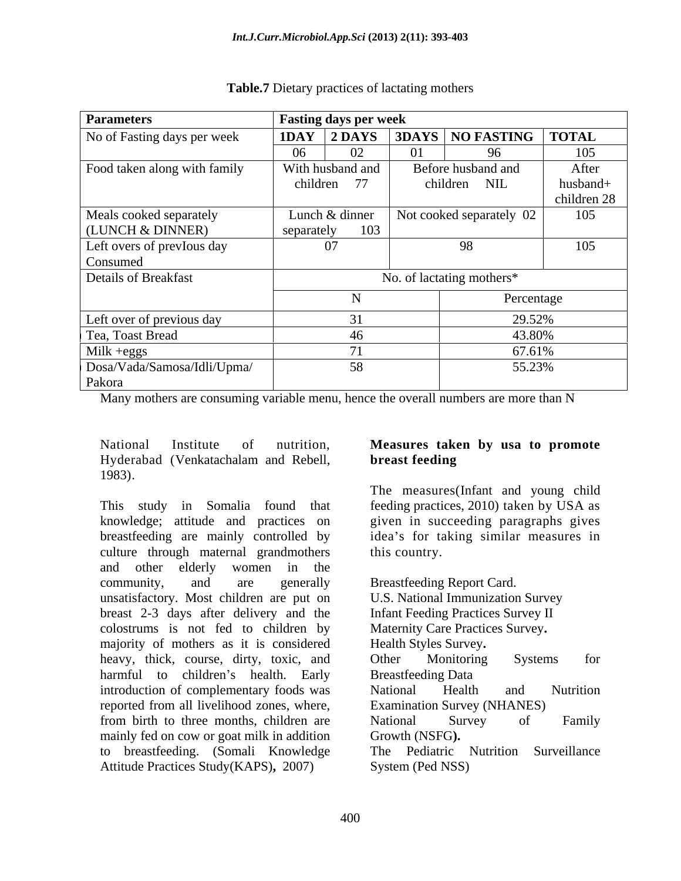**Table.7** Dietary practices of lactating mothers

| Parameters | Fasting days per week | | | | |
|---|---|---|---|---|---|
| No of Fasting days per week | 1DAY | 2 DAYS | 3DAYS | NO FASTING | TOTAL |
| | 06 | 02 | 01 | 96 | 105 |
| Food taken along with family | With husband and children 77 | | Before husband and children NIL | | After husband+ children 28 |
| Meals cooked separately (LUNCH & DINNER) | Lunch & dinner separately 103 | | Not cooked separately 02 | | 105 |
| Left overs of prevIous day Consumed | 07 | | 98 | | 105 |

| Details of Breakfast | No. of lactating mothers* | |
|---|---|---|
| | N | Percentage |
| Left over of previous day | 31 | 29.52% |
| Tea, Toast Bread | 46 | 43.80% |
| Milk +eggs | 71 | 67.61% |
| Dosa/Vada/Samosa/Idli/Upma/ Pakora | 58 | 55.23% |

Many mothers are consuming variable menu, hence the overall numbers are more than N

National Institute of nutrition, Hyderabad (Venkatachalam and Rebell, 1983).

This study in Somalia found that knowledge; attitude and practices on breastfeeding are mainly controlled by culture through maternal grandmothers and other elderly women in the community, and are generally unsatisfactory. Most children are put on breast 2-3 days after delivery and the colostrums is not fed to children by majority of mothers as it is considered heavy, thick, course, dirty, toxic, and harmful to children's health. Early introduction of complementary foods was reported from all livelihood zones, where, from birth to three months, children are mainly fed on cow or goat milk in addition to breastfeeding. (Somali Knowledge Attitude Practices Study(KAPS)**,** 2007)

### Measures taken by usa to promote breast feeding

The measures(Infant and young child feeding practices, 2010) taken by USA as given in succeeding paragraphs gives idea's for taking similar measures in this country.

Breastfeeding Report Card.
U.S. National Immunization Survey
Infant Feeding Practices Survey II
Maternity Care Practices Survey**.**
Health Styles Survey**.**
Other Monitoring Systems for Breastfeeding Data
National Health and Nutrition Examination Survey (NHANES)
National Survey of Family Growth (NSFG**).**
The Pediatric Nutrition Surveillance System (Ped NSS)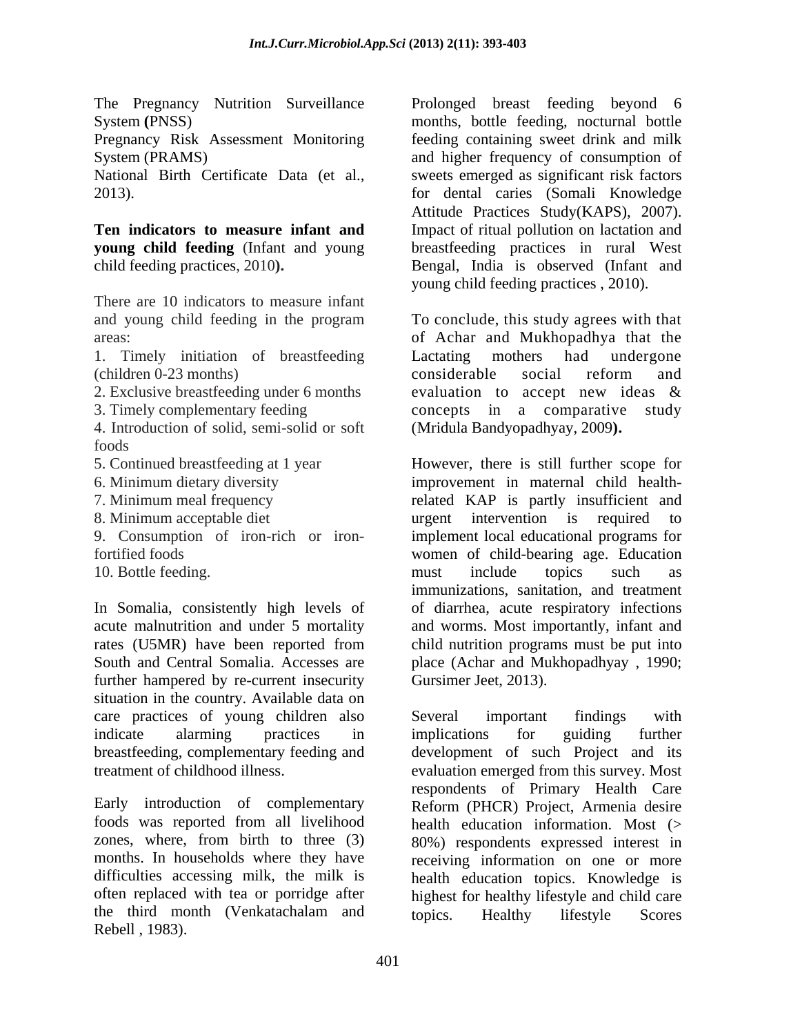The Pregnancy Nutrition Surveillance System (PNSS)
Pregnancy Risk Assessment Monitoring System (PRAMS)
National Birth Certificate Data (et al., 2013).

**Ten indicators to measure infant and young child feeding** (Infant and young child feeding practices, 2010**).**

There are 10 indicators to measure infant and young child feeding in the program areas:

1. Timely initiation of breastfeeding (children 0-23 months)
2. Exclusive breastfeeding under 6 months
3. Timely complementary feeding
4. Introduction of solid, semi-solid or soft foods
5. Continued breastfeeding at 1 year
6. Minimum dietary diversity
7. Minimum meal frequency
8. Minimum acceptable diet
9. Consumption of iron-rich or iron-fortified foods
10. Bottle feeding.

In Somalia, consistently high levels of acute malnutrition and under 5 mortality rates (U5MR) have been reported from South and Central Somalia. Accesses are further hampered by re-current insecurity situation in the country. Available data on care practices of young children also indicate alarming practices in breastfeeding, complementary feeding and treatment of childhood illness.

Early introduction of complementary foods was reported from all livelihood zones, where, from birth to three (3) months. In households where they have difficulties accessing milk, the milk is often replaced with tea or porridge after the third month (Venkatachalam and Rebell , 1983).

Prolonged breast feeding beyond 6 months, bottle feeding, nocturnal bottle feeding containing sweet drink and milk and higher frequency of consumption of sweets emerged as significant risk factors for dental caries (Somali Knowledge Attitude Practices Study(KAPS), 2007). Impact of ritual pollution on lactation and breastfeeding practices in rural West Bengal, India is observed (Infant and young child feeding practices , 2010).

To conclude, this study agrees with that of Achar and Mukhopadhya that the Lactating mothers had undergone considerable social reform and evaluation to accept new ideas & concepts in a comparative study (Mridula Bandyopadhyay, 2009**).**

However, there is still further scope for improvement in maternal child health-related KAP is partly insufficient and urgent intervention is required to implement local educational programs for women of child-bearing age. Education must include topics such as immunizations, sanitation, and treatment of diarrhea, acute respiratory infections and worms. Most importantly, infant and child nutrition programs must be put into place (Achar and Mukhopadhyay , 1990; Gursimer Jeet, 2013).

Several important findings with implications for guiding further development of such Project and its evaluation emerged from this survey. Most respondents of Primary Health Care Reform (PHCR) Project, Armenia desire health education information. Most (> 80%) respondents expressed interest in receiving information on one or more health education topics. Knowledge is highest for healthy lifestyle and child care topics. Healthy lifestyle Scores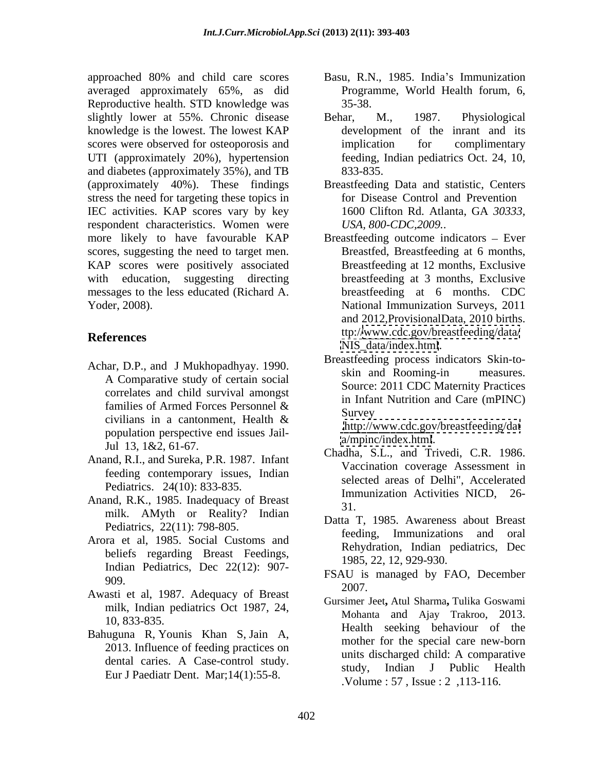approached 80% and child care scores averaged approximately 65%, as did Reproductive health. STD knowledge was slightly lower at 55%. Chronic disease knowledge is the lowest. The lowest KAP scores were observed for osteoporosis and UTI (approximately 20%), hypertension and diabetes (approximately 35%), and TB (approximately 40%). These findings stress the need for targeting these topics in IEC activities. KAP scores vary by key respondent characteristics. Women were more likely to have favourable KAP scores, suggesting the need to target men. KAP scores were positively associated with education, suggesting directing messages to the less educated (Richard A. Yoder, 2008).

## References

Achar, D.P., and J Mukhopadhyay. 1990. A Comparative study of certain social correlates and child survival amongst families of Armed Forces Personnel & civilians in a cantonment, Health & population perspective end issues Jail-Jul 13, 1&2, 61-67.

Anand, R.I., and Sureka, P.R. 1987. Infant feeding contemporary issues, Indian Pediatrics. 24(10): 833-835.

Anand, R.K., 1985. Inadequacy of Breast milk. AMyth or Reality? Indian Pediatrics, 22(11): 798-805.

Arora et al, 1985. Social Customs and beliefs regarding Breast Feedings, Indian Pediatrics, Dec 22(12): 907-909.

Awasti et al, 1987. Adequacy of Breast milk, Indian pediatrics Oct 1987, 24, 10, 833-835.

Bahuguna R, Younis Khan S, Jain A, 2013. Influence of feeding practices on dental caries. A Case-control study. Eur J Paediatr Dent. Mar;14(1):55-8.

Basu, R.N., 1985. India's Immunization Programme, World Health forum, 6, 35-38.

Behar, M., 1987. Physiological development of the inrant and its implication for complimentary feeding, Indian pediatrics Oct. 24, 10, 833-835.

Breastfeeding Data and statistic, Centers for Disease Control and Prevention 1600 Clifton Rd. Atlanta, GA *30333, USA, 800-CDC,2009..*

Breastfeeding outcome indicators – Ever Breastfed, Breastfeeding at 6 months, Breastfeeding at 12 months, Exclusive breastfeeding at 3 months, Exclusive breastfeeding at 6 months. CDC National Immunization Surveys, 2011 and 2012,ProvisionalData, 2010 births. ttp://www.cdc.gov/breastfeeding/data/NIS_data/index.html.

Breastfeeding process indicators Skin-to-skin and Rooming-in measures. Source: 2011 CDC Maternity Practices in Infant Nutrition and Care (mPINC) Survey .http://www.cdc.gov/breastfeeding/data/mpinc/index.html.

Chadha, S.L., and Trivedi, C.R. 1986. Vaccination coverage Assessment in selected areas of Delhi", Accelerated Immunization Activities NICD, 26-31.

Datta T, 1985. Awareness about Breast feeding, Immunizations and oral Rehydration, Indian pediatrics, Dec 1985, 22, 12, 929-930.

FSAU is managed by FAO, December 2007.

Gursimer Jeet**,** Atul Sharma**,** Tulika Goswami Mohanta and Ajay Trakroo, 2013. Health seeking behaviour of the mother for the special care new-born units discharged child: A comparative study, Indian J Public Health .Volume : 57 , Issue : 2 ,113-116.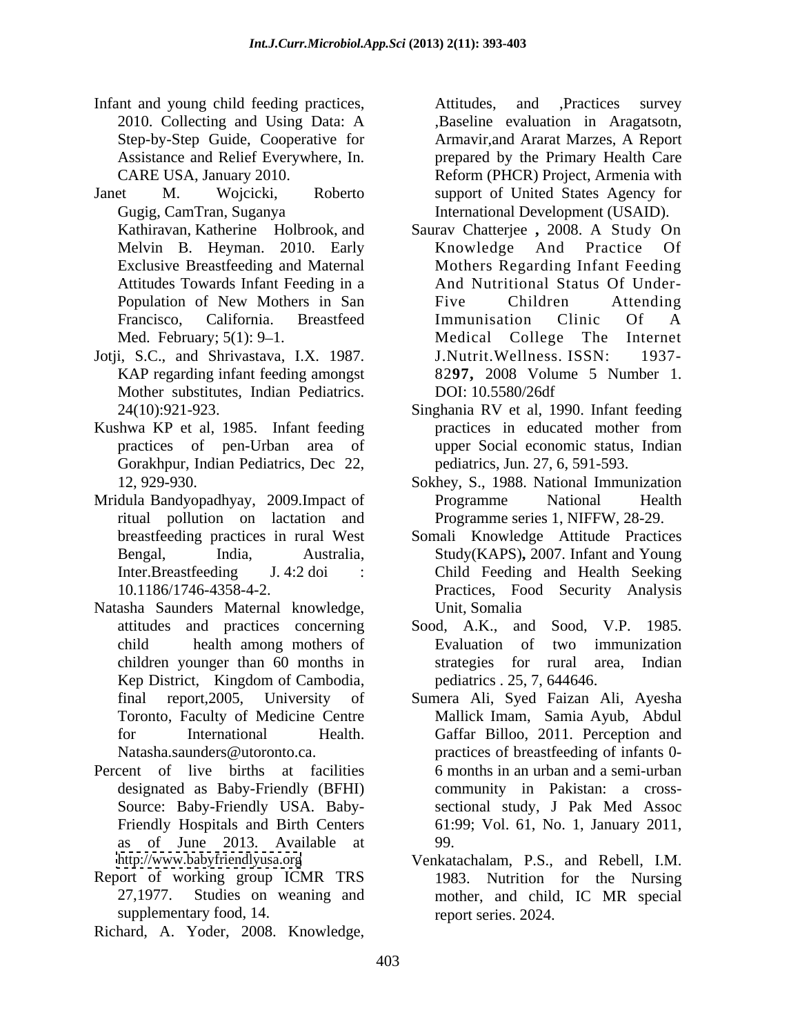Infant and young child feeding practices, 2010. Collecting and Using Data: A Step-by-Step Guide, Cooperative for Assistance and Relief Everywhere, In. CARE USA, January 2010.

Janet M. Wojcicki, Roberto Gugig, CamTran, Suganya Kathiravan, Katherine Holbrook, and Melvin B. Heyman. 2010. Early Exclusive Breastfeeding and Maternal Attitudes Towards Infant Feeding in a Population of New Mothers in San Francisco, California. Breastfeed Med. February; 5(1): 9–1.

Jotji, S.C., and Shrivastava, I.X. 1987. KAP regarding infant feeding amongst Mother substitutes, Indian Pediatrics. 24(10):921-923.

Kushwa KP et al, 1985. Infant feeding practices of pen-Urban area of Gorakhpur, Indian Pediatrics, Dec 22, 12, 929-930.

Mridula Bandyopadhyay, 2009.Impact of ritual pollution on lactation and breastfeeding practices in rural West Bengal, India, Australia, Inter.Breastfeeding J. 4:2 doi : 10.1186/1746-4358-4-2.

Natasha Saunders Maternal knowledge, attitudes and practices concerning child health among mothers of children younger than 60 months in Kep District, Kingdom of Cambodia, final report,2005, University of Toronto, Faculty of Medicine Centre for International Health. Natasha.saunders@utoronto.ca.

Percent of live births at facilities designated as Baby-Friendly (BFHI) Source: Baby-Friendly USA. Baby-Friendly Hospitals and Birth Centers as of June 2013. Available at http://www.babyfriendlyusa.org

Report of working group ICMR TRS 27,1977. Studies on weaning and supplementary food, 14.

Richard, A. Yoder, 2008. Knowledge, Attitudes, and ,Practices survey ,Baseline evaluation in Aragatsotn, Armavir,and Ararat Marzes, A Report prepared by the Primary Health Care Reform (PHCR) Project, Armenia with support of United States Agency for International Development (USAID).

Saurav Chatterjee **,** 2008. A Study On Knowledge And Practice Of Mothers Regarding Infant Feeding And Nutritional Status Of Under-Five Children Attending Immunisation Clinic Of A Medical College The Internet J.Nutrit.Wellness. ISSN: 1937-82**97,** 2008 Volume 5 Number 1. DOI: 10.5580/26df

Singhania RV et al, 1990. Infant feeding practices in educated mother from upper Social economic status, Indian pediatrics, Jun. 27, 6, 591-593.

Sokhey, S., 1988. National Immunization Programme National Health Programme series 1, NIFFW, 28-29.

Somali Knowledge Attitude Practices Study(KAPS)**,** 2007. Infant and Young Child Feeding and Health Seeking Practices, Food Security Analysis Unit, Somalia

Sood, A.K., and Sood, V.P. 1985. Evaluation of two immunization strategies for rural area, Indian pediatrics . 25, 7, 644646.

Sumera Ali, Syed Faizan Ali, Ayesha Mallick Imam, Samia Ayub, Abdul Gaffar Billoo, 2011. Perception and practices of breastfeeding of infants 0-6 months in an urban and a semi-urban community in Pakistan: a cross-sectional study, J Pak Med Assoc 61:99; Vol. 61, No. 1, January 2011, 99.

Venkatachalam, P.S., and Rebell, I.M. 1983. Nutrition for the Nursing mother, and child, IC MR special report series. 2024.